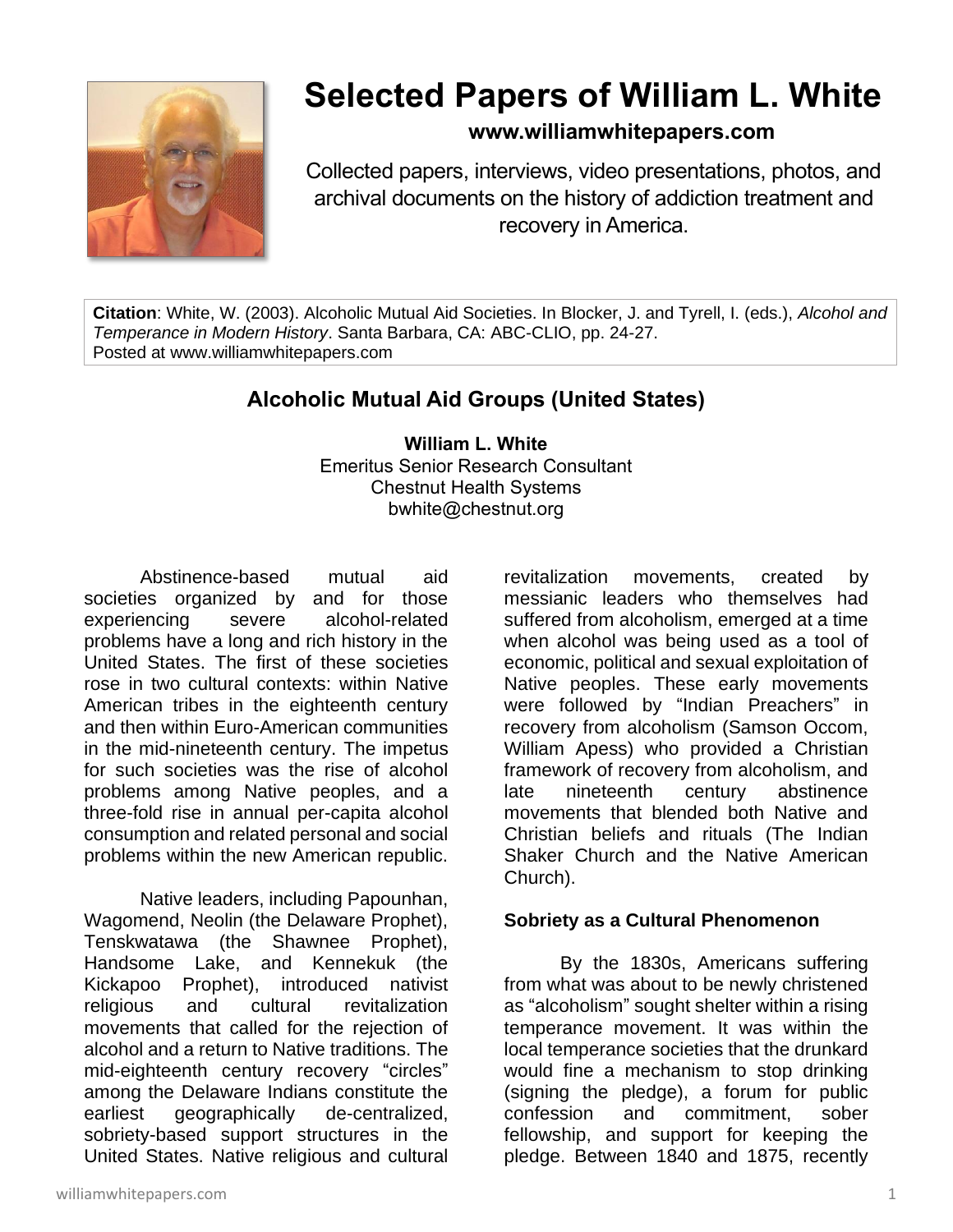# Selected Papers of William L. White

**www.williamwhitepapers.com**

Collected papers, interviews, video presentations, photos, and archival documents on the history of addiction treatment and recovery in America.

**Citation**: White, W. (2003). Alcoholic Mutual Aid Societies. In Blocker, J. and Tyrell, I. (eds.), *Alcohol and Temperance in Modern History*. Santa Barbara, CA: ABC-CLIO, pp. 24-27.
Posted at www.williamwhitepapers.com

## Alcoholic Mutual Aid Groups (United States)

**William L. White**
Emeritus Senior Research Consultant
Chestnut Health Systems
bwhite@chestnut.org

Abstinence-based mutual aid societies organized by and for those experiencing severe alcohol-related problems have a long and rich history in the United States. The first of these societies rose in two cultural contexts: within Native American tribes in the eighteenth century and then within Euro-American communities in the mid-nineteenth century. The impetus for such societies was the rise of alcohol problems among Native peoples, and a three-fold rise in annual per-capita alcohol consumption and related personal and social problems within the new American republic.

Native leaders, including Papounhan, Wagomend, Neolin (the Delaware Prophet), Tenskwatawa (the Shawnee Prophet), Handsome Lake, and Kennekuk (the Kickapoo Prophet), introduced nativist religious and cultural revitalization movements that called for the rejection of alcohol and a return to Native traditions. The mid-eighteenth century recovery "circles" among the Delaware Indians constitute the earliest geographically de-centralized, sobriety-based support structures in the United States. Native religious and cultural revitalization movements, created by messianic leaders who themselves had suffered from alcoholism, emerged at a time when alcohol was being used as a tool of economic, political and sexual exploitation of Native peoples. These early movements were followed by "Indian Preachers" in recovery from alcoholism (Samson Occom, William Apess) who provided a Christian framework of recovery from alcoholism, and late nineteenth century abstinence movements that blended both Native and Christian beliefs and rituals (The Indian Shaker Church and the Native American Church).

### Sobriety as a Cultural Phenomenon

By the 1830s, Americans suffering from what was about to be newly christened as "alcoholism" sought shelter within a rising temperance movement. It was within the local temperance societies that the drunkard would fine a mechanism to stop drinking (signing the pledge), a forum for public confession and commitment, sober fellowship, and support for keeping the pledge. Between 1840 and 1875, recently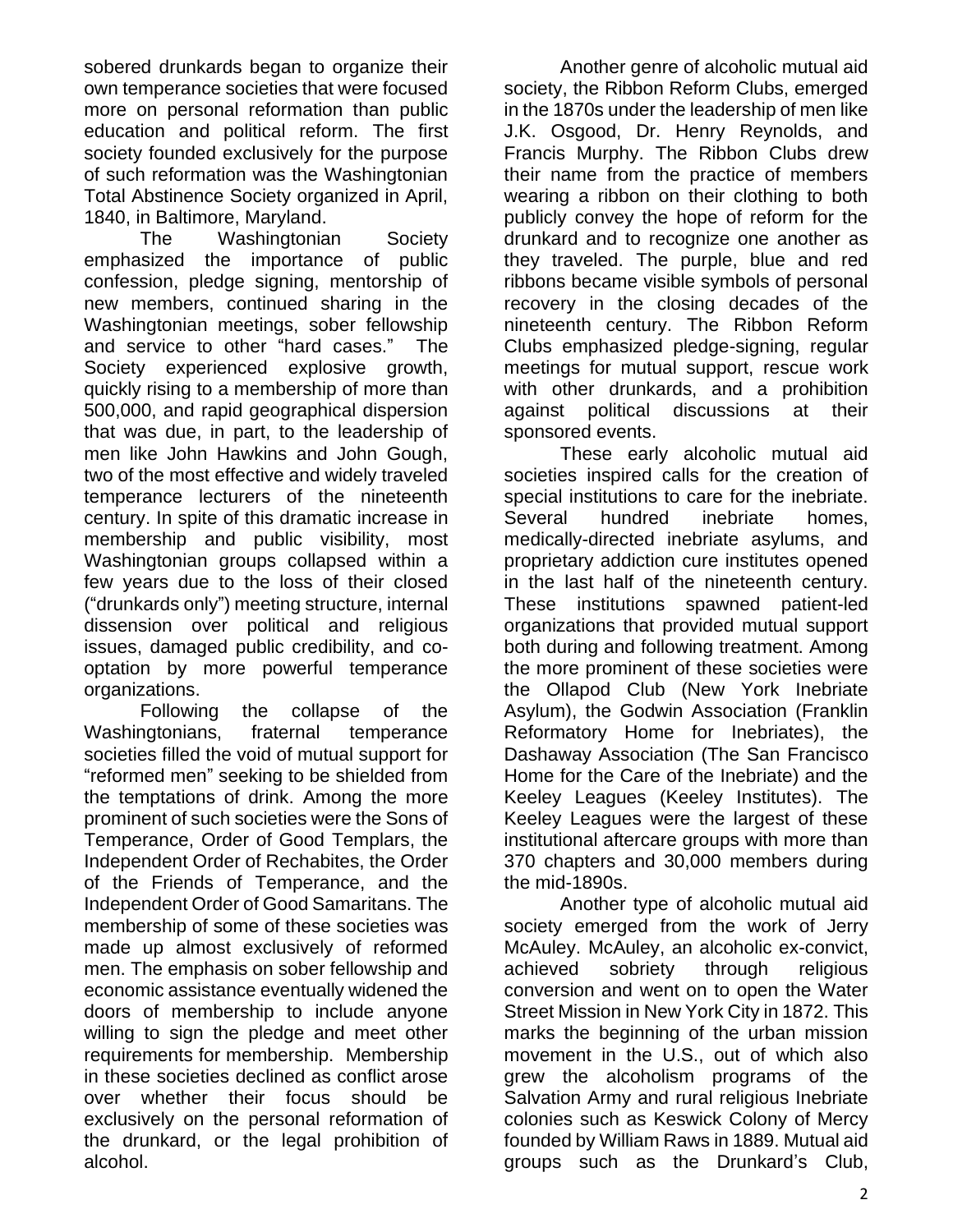sobered drunkards began to organize their own temperance societies that were focused more on personal reformation than public education and political reform. The first society founded exclusively for the purpose of such reformation was the Washingtonian Total Abstinence Society organized in April, 1840, in Baltimore, Maryland.

The Washingtonian Society emphasized the importance of public confession, pledge signing, mentorship of new members, continued sharing in the Washingtonian meetings, sober fellowship and service to other "hard cases." The Society experienced explosive growth, quickly rising to a membership of more than 500,000, and rapid geographical dispersion that was due, in part, to the leadership of men like John Hawkins and John Gough, two of the most effective and widely traveled temperance lecturers of the nineteenth century. In spite of this dramatic increase in membership and public visibility, most Washingtonian groups collapsed within a few years due to the loss of their closed ("drunkards only") meeting structure, internal dissension over political and religious issues, damaged public credibility, and co-optation by more powerful temperance organizations.

Following the collapse of the Washingtonians, fraternal temperance societies filled the void of mutual support for "reformed men" seeking to be shielded from the temptations of drink. Among the more prominent of such societies were the Sons of Temperance, Order of Good Templars, the Independent Order of Rechabites, the Order of the Friends of Temperance, and the Independent Order of Good Samaritans. The membership of some of these societies was made up almost exclusively of reformed men. The emphasis on sober fellowship and economic assistance eventually widened the doors of membership to include anyone willing to sign the pledge and meet other requirements for membership. Membership in these societies declined as conflict arose over whether their focus should be exclusively on the personal reformation of the drunkard, or the legal prohibition of alcohol.

Another genre of alcoholic mutual aid society, the Ribbon Reform Clubs, emerged in the 1870s under the leadership of men like J.K. Osgood, Dr. Henry Reynolds, and Francis Murphy. The Ribbon Clubs drew their name from the practice of members wearing a ribbon on their clothing to both publicly convey the hope of reform for the drunkard and to recognize one another as they traveled. The purple, blue and red ribbons became visible symbols of personal recovery in the closing decades of the nineteenth century. The Ribbon Reform Clubs emphasized pledge-signing, regular meetings for mutual support, rescue work with other drunkards, and a prohibition against political discussions at their sponsored events.

These early alcoholic mutual aid societies inspired calls for the creation of special institutions to care for the inebriate. Several hundred inebriate homes, medically-directed inebriate asylums, and proprietary addiction cure institutes opened in the last half of the nineteenth century. These institutions spawned patient-led organizations that provided mutual support both during and following treatment. Among the more prominent of these societies were the Ollapod Club (New York Inebriate Asylum), the Godwin Association (Franklin Reformatory Home for Inebriates), the Dashaway Association (The San Francisco Home for the Care of the Inebriate) and the Keeley Leagues (Keeley Institutes). The Keeley Leagues were the largest of these institutional aftercare groups with more than 370 chapters and 30,000 members during the mid-1890s.

Another type of alcoholic mutual aid society emerged from the work of Jerry McAuley. McAuley, an alcoholic ex-convict, achieved sobriety through religious conversion and went on to open the Water Street Mission in New York City in 1872. This marks the beginning of the urban mission movement in the U.S., out of which also grew the alcoholism programs of the Salvation Army and rural religious Inebriate colonies such as Keswick Colony of Mercy founded by William Raws in 1889. Mutual aid groups such as the Drunkard's Club,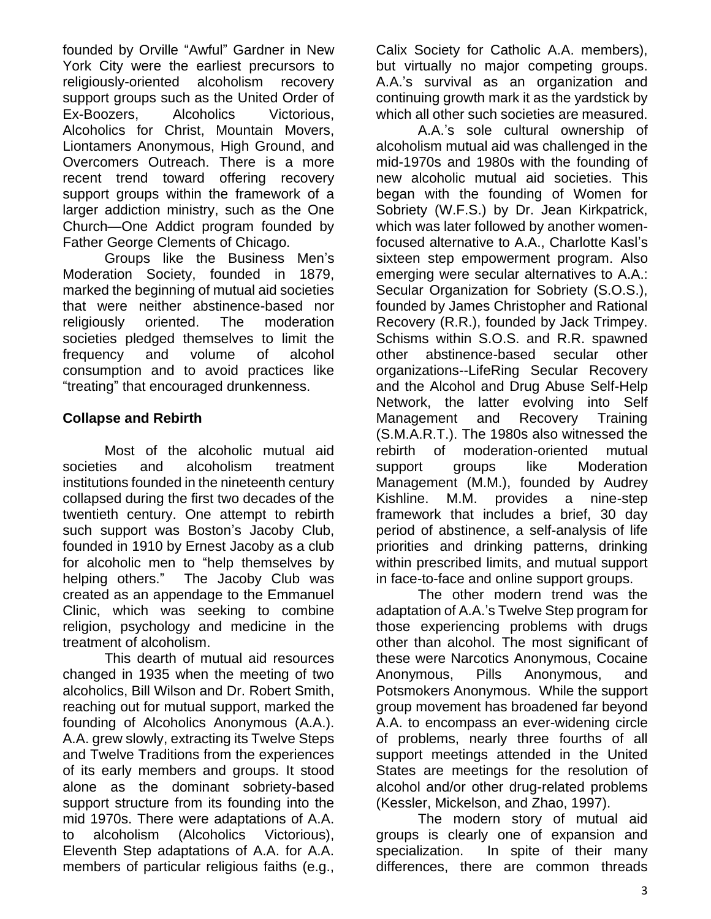founded by Orville "Awful" Gardner in New York City were the earliest precursors to religiously-oriented alcoholism recovery support groups such as the United Order of Ex-Boozers, Alcoholics Victorious, Alcoholics for Christ, Mountain Movers, Liontamers Anonymous, High Ground, and Overcomers Outreach. There is a more recent trend toward offering recovery support groups within the framework of a larger addiction ministry, such as the One Church—One Addict program founded by Father George Clements of Chicago.

Groups like the Business Men's Moderation Society, founded in 1879, marked the beginning of mutual aid societies that were neither abstinence-based nor religiously oriented. The moderation societies pledged themselves to limit the frequency and volume of alcohol consumption and to avoid practices like "treating" that encouraged drunkenness.

## Collapse and Rebirth

Most of the alcoholic mutual aid societies and alcoholism treatment institutions founded in the nineteenth century collapsed during the first two decades of the twentieth century. One attempt to rebirth such support was Boston's Jacoby Club, founded in 1910 by Ernest Jacoby as a club for alcoholic men to "help themselves by helping others." The Jacoby Club was created as an appendage to the Emmanuel Clinic, which was seeking to combine religion, psychology and medicine in the treatment of alcoholism.

This dearth of mutual aid resources changed in 1935 when the meeting of two alcoholics, Bill Wilson and Dr. Robert Smith, reaching out for mutual support, marked the founding of Alcoholics Anonymous (A.A.). A.A. grew slowly, extracting its Twelve Steps and Twelve Traditions from the experiences of its early members and groups. It stood alone as the dominant sobriety-based support structure from its founding into the mid 1970s. There were adaptations of A.A. to alcoholism (Alcoholics Victorious), Eleventh Step adaptations of A.A. for A.A. members of particular religious faiths (e.g., Calix Society for Catholic A.A. members), but virtually no major competing groups. A.A.'s survival as an organization and continuing growth mark it as the yardstick by which all other such societies are measured.

A.A.'s sole cultural ownership of alcoholism mutual aid was challenged in the mid-1970s and 1980s with the founding of new alcoholic mutual aid societies. This began with the founding of Women for Sobriety (W.F.S.) by Dr. Jean Kirkpatrick, which was later followed by another women-focused alternative to A.A., Charlotte Kasl's sixteen step empowerment program. Also emerging were secular alternatives to A.A.: Secular Organization for Sobriety (S.O.S.), founded by James Christopher and Rational Recovery (R.R.), founded by Jack Trimpey. Schisms within S.O.S. and R.R. spawned other abstinence-based secular other organizations--LifeRing Secular Recovery and the Alcohol and Drug Abuse Self-Help Network, the latter evolving into Self Management and Recovery Training (S.M.A.R.T.). The 1980s also witnessed the rebirth of moderation-oriented mutual support groups like Moderation Management (M.M.), founded by Audrey Kishline. M.M. provides a nine-step framework that includes a brief, 30 day period of abstinence, a self-analysis of life priorities and drinking patterns, drinking within prescribed limits, and mutual support in face-to-face and online support groups.

The other modern trend was the adaptation of A.A.'s Twelve Step program for those experiencing problems with drugs other than alcohol. The most significant of these were Narcotics Anonymous, Cocaine Anonymous, Pills Anonymous, and Potsmokers Anonymous. While the support group movement has broadened far beyond A.A. to encompass an ever-widening circle of problems, nearly three fourths of all support meetings attended in the United States are meetings for the resolution of alcohol and/or other drug-related problems (Kessler, Mickelson, and Zhao, 1997).

The modern story of mutual aid groups is clearly one of expansion and specialization. In spite of their many differences, there are common threads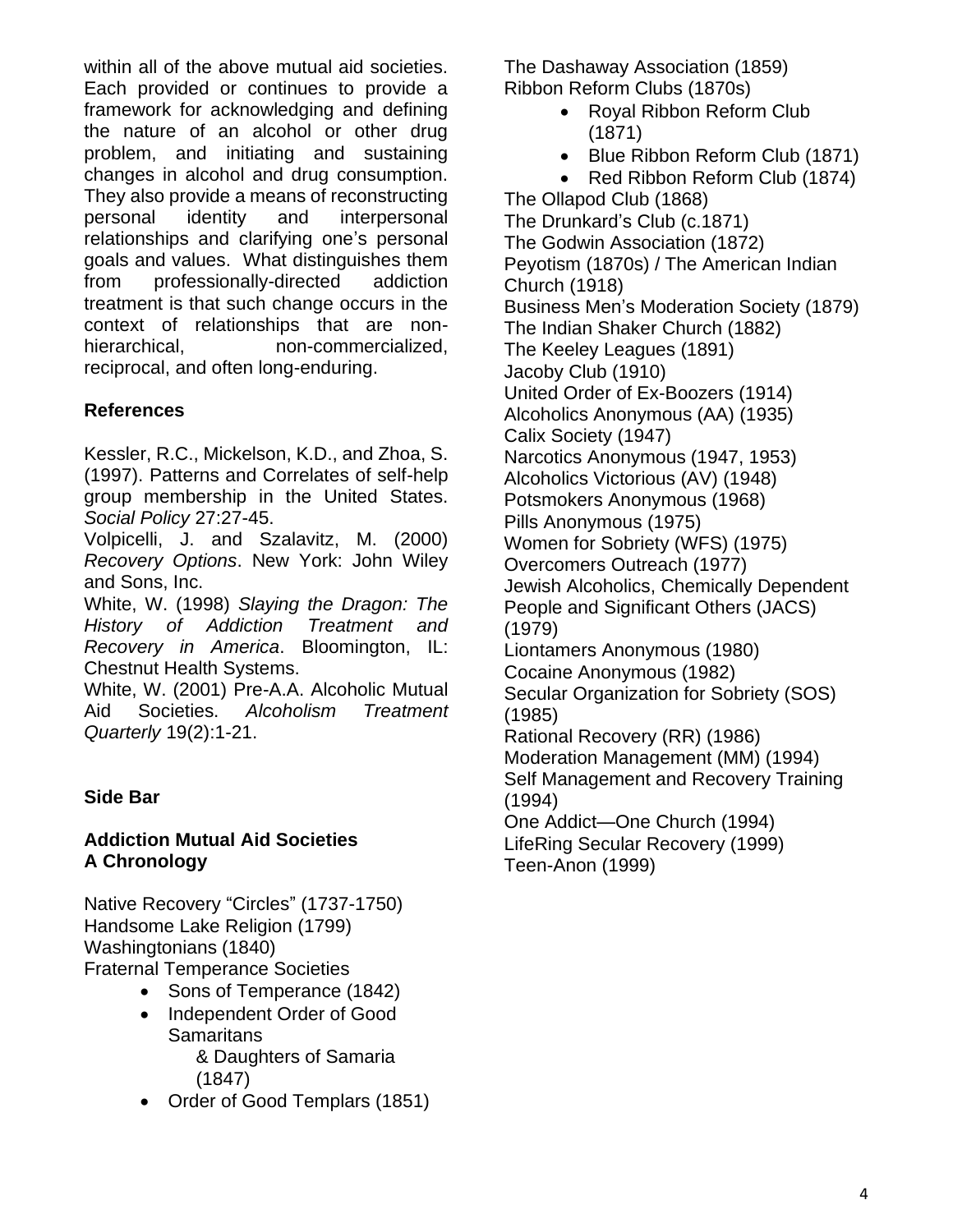within all of the above mutual aid societies. Each provided or continues to provide a framework for acknowledging and defining the nature of an alcohol or other drug problem, and initiating and sustaining changes in alcohol and drug consumption. They also provide a means of reconstructing personal identity and interpersonal relationships and clarifying one's personal goals and values. What distinguishes them from professionally-directed addiction treatment is that such change occurs in the context of relationships that are non-hierarchical, non-commercialized, reciprocal, and often long-enduring.

## References

Kessler, R.C., Mickelson, K.D., and Zhoa, S. (1997). Patterns and Correlates of self-help group membership in the United States. *Social Policy* 27:27-45.

Volpicelli, J. and Szalavitz, M. (2000) *Recovery Options*. New York: John Wiley and Sons, Inc.

White, W. (1998) *Slaying the Dragon: The History of Addiction Treatment and Recovery in America*. Bloomington, IL: Chestnut Health Systems.

White, W. (2001) Pre-A.A. Alcoholic Mutual Aid Societies. *Alcoholism Treatment Quarterly* 19(2):1-21.

## Side Bar

### Addiction Mutual Aid Societies
### A Chronology

Native Recovery "Circles" (1737-1750)
Handsome Lake Religion (1799)
Washingtonians (1840)
Fraternal Temperance Societies

- Sons of Temperance (1842)
- Independent Order of Good Samaritans & Daughters of Samaria (1847)
- Order of Good Templars (1851)

The Dashaway Association (1859)
Ribbon Reform Clubs (1870s)

- Royal Ribbon Reform Club (1871)
- Blue Ribbon Reform Club (1871)
- Red Ribbon Reform Club (1874)

The Ollapod Club (1868)
The Drunkard's Club (c.1871)
The Godwin Association (1872)
Peyotism (1870s) / The American Indian Church (1918)
Business Men's Moderation Society (1879)
The Indian Shaker Church (1882)
The Keeley Leagues (1891)
Jacoby Club (1910)
United Order of Ex-Boozers (1914)
Alcoholics Anonymous (AA) (1935)
Calix Society (1947)
Narcotics Anonymous (1947, 1953)
Alcoholics Victorious (AV) (1948)
Potsmokers Anonymous (1968)
Pills Anonymous (1975)
Women for Sobriety (WFS) (1975)
Overcomers Outreach (1977)
Jewish Alcoholics, Chemically Dependent People and Significant Others (JACS) (1979)
Liontamers Anonymous (1980)
Cocaine Anonymous (1982)
Secular Organization for Sobriety (SOS) (1985)
Rational Recovery (RR) (1986)
Moderation Management (MM) (1994)
Self Management and Recovery Training (1994)
One Addict—One Church (1994)
LifeRing Secular Recovery (1999)
Teen-Anon (1999)